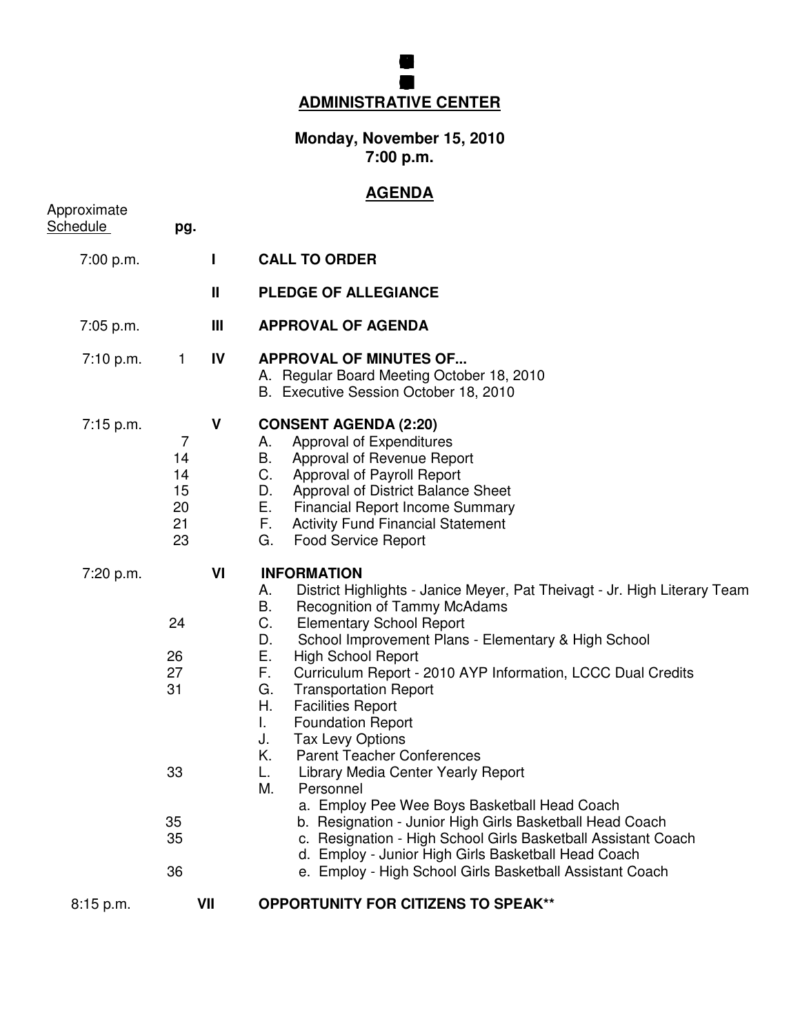**ADMINISTRATIVE CENTER**

**Monday, November 15, 2010**
**7:00 p.m.**

## AGENDA

| Approximate Schedule | pg. | | |
|---|---|---|---|
| 7:00 p.m. | | I | **CALL TO ORDER** |
| | | II | **PLEDGE OF ALLEGIANCE** |
| 7:05 p.m. | | III | **APPROVAL OF AGENDA** |
| 7:10 p.m. | 1 | IV | **APPROVAL OF MINUTES OF...** |
| | | | A. Regular Board Meeting October 18, 2010 |
| | | | B. Executive Session October 18, 2010 |
| 7:15 p.m. | | V | **CONSENT AGENDA (2:20)** |
| | 7 | | A. Approval of Expenditures |
| | 14 | | B. Approval of Revenue Report |
| | 14 | | C. Approval of Payroll Report |
| | 15 | | D. Approval of District Balance Sheet |
| | 20 | | E. Financial Report Income Summary |
| | 21 | | F. Activity Fund Financial Statement |
| | 23 | | G. Food Service Report |
| 7:20 p.m. | | VI | **INFORMATION** |
| | | | A. District Highlights - Janice Meyer, Pat Theivagt - Jr. High Literary Team |
| | | | B. Recognition of Tammy McAdams |
| | 24 | | C. Elementary School Report |
| | | | D. School Improvement Plans - Elementary & High School |
| | 26 | | E. High School Report |
| | 27 | | F. Curriculum Report - 2010 AYP Information, LCCC Dual Credits |
| | 31 | | G. Transportation Report |
| | | | H. Facilities Report |
| | | | I. Foundation Report |
| | | | J. Tax Levy Options |
| | | | K. Parent Teacher Conferences |
| | 33 | | L. Library Media Center Yearly Report |
| | | | M. Personnel |
| | | | a. Employ Pee Wee Boys Basketball Head Coach |
| | 35 | | b. Resignation - Junior High Girls Basketball Head Coach |
| | 35 | | c. Resignation - High School Girls Basketball Assistant Coach |
| | | | d. Employ - Junior High Girls Basketball Head Coach |
| | 36 | | e. Employ - High School Girls Basketball Assistant Coach |
| 8:15 p.m. | | VII | **OPPORTUNITY FOR CITIZENS TO SPEAK**** |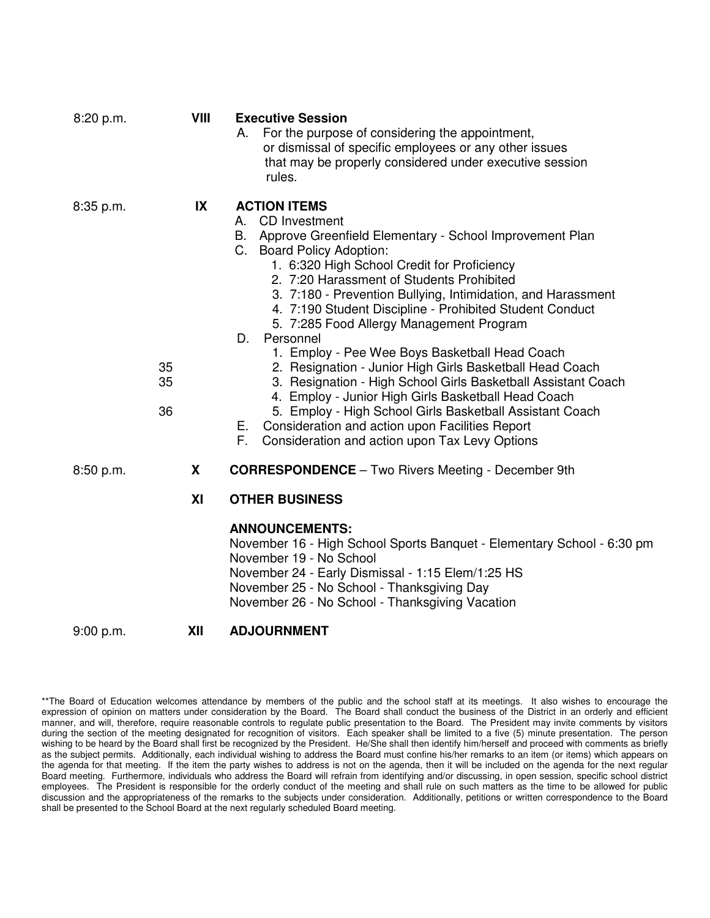| | | |
|---|---|---|
| 8:20 p.m. | VIII | **Executive Session** |

A. For the purpose of considering the appointment, or dismissal of specific employees or any other issues that may be properly considered under executive session rules.

| | | |
|---|---|---|
| 8:35 p.m. | IX | **ACTION ITEMS** |

A. CD Investment
B. Approve Greenfield Elementary - School Improvement Plan
C. Board Policy Adoption:
   1. 6:320 High School Credit for Proficiency
   2. 7:20 Harassment of Students Prohibited
   3. 7:180 - Prevention Bullying, Intimidation, and Harassment
   4. 7:190 Student Discipline - Prohibited Student Conduct
   5. 7:285 Food Allergy Management Program
D. Personnel
   1. Employ - Pee Wee Boys Basketball Head Coach
   2. Resignation - Junior High Girls Basketball Head Coach (35)
   3. Resignation - High School Girls Basketball Assistant Coach (35)
   4. Employ - Junior High Girls Basketball Head Coach
   5. Employ - High School Girls Basketball Assistant Coach (36)
E. Consideration and action upon Facilities Report
F. Consideration and action upon Tax Levy Options

8:50 p.m. **X** **CORRESPONDENCE** – Two Rivers Meeting - December 9th

**XI** **OTHER BUSINESS**

**ANNOUNCEMENTS:**
November 16 - High School Sports Banquet - Elementary School - 6:30 pm
November 19 - No School
November 24 - Early Dismissal - 1:15 Elem/1:25 HS
November 25 - No School - Thanksgiving Day
November 26 - No School - Thanksgiving Vacation

9:00 p.m. **XII** **ADJOURNMENT**

**The Board of Education welcomes attendance by members of the public and the school staff at its meetings. It also wishes to encourage the expression of opinion on matters under consideration by the Board. The Board shall conduct the business of the District in an orderly and efficient manner, and will, therefore, require reasonable controls to regulate public presentation to the Board. The President may invite comments by visitors during the section of the meeting designated for recognition of visitors. Each speaker shall be limited to a five (5) minute presentation. The person wishing to be heard by the Board shall first be recognized by the President. He/She shall then identify him/herself and proceed with comments as briefly as the subject permits. Additionally, each individual wishing to address the Board must confine his/her remarks to an item (or items) which appears on the agenda for that meeting. If the item the party wishes to address is not on the agenda, then it will be included on the agenda for the next regular Board meeting. Furthermore, individuals who address the Board will refrain from identifying and/or discussing, in open session, specific school district employees. The President is responsible for the orderly conduct of the meeting and shall rule on such matters as the time to be allowed for public discussion and the appropriateness of the remarks to the subjects under consideration. Additionally, petitions or written correspondence to the Board shall be presented to the School Board at the next regularly scheduled Board meeting.